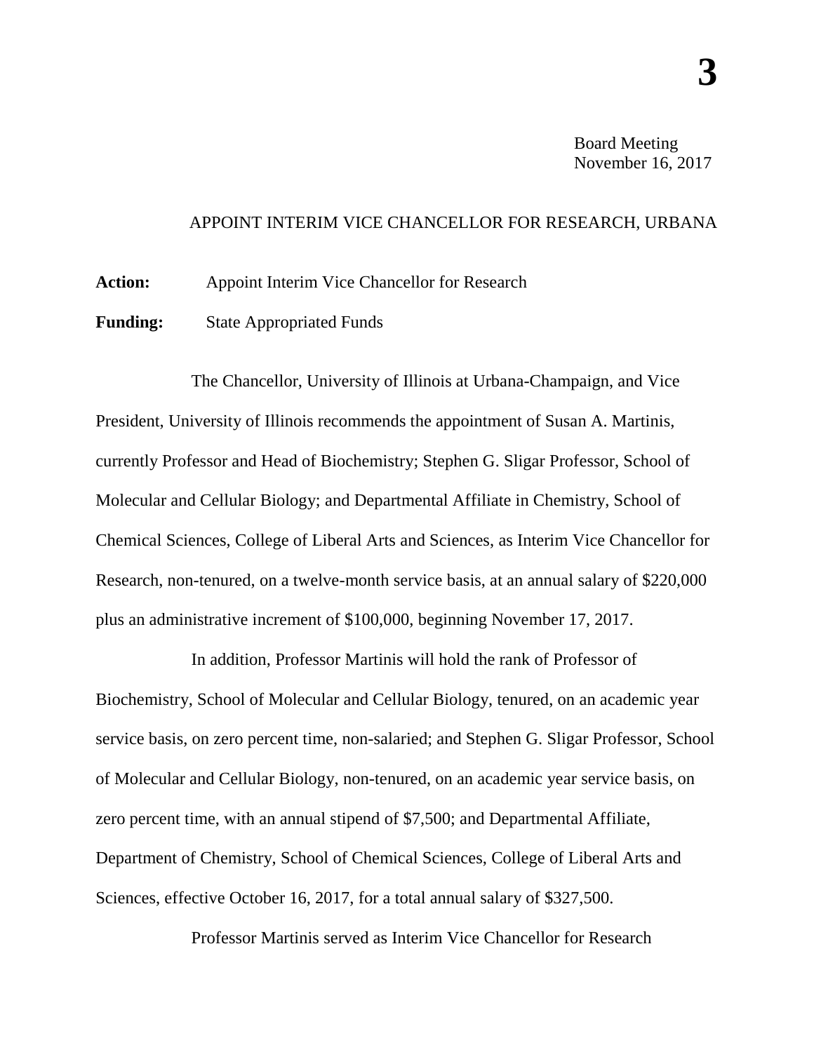**3**

Board Meeting
November 16, 2017

# APPOINT INTERIM VICE CHANCELLOR FOR RESEARCH, URBANA

**Action:** Appoint Interim Vice Chancellor for Research

**Funding:** State Appropriated Funds

The Chancellor, University of Illinois at Urbana-Champaign, and Vice President, University of Illinois recommends the appointment of Susan A. Martinis, currently Professor and Head of Biochemistry; Stephen G. Sligar Professor, School of Molecular and Cellular Biology; and Departmental Affiliate in Chemistry, School of Chemical Sciences, College of Liberal Arts and Sciences, as Interim Vice Chancellor for Research, non-tenured, on a twelve-month service basis, at an annual salary of $220,000 plus an administrative increment of $100,000, beginning November 17, 2017.

In addition, Professor Martinis will hold the rank of Professor of Biochemistry, School of Molecular and Cellular Biology, tenured, on an academic year service basis, on zero percent time, non-salaried; and Stephen G. Sligar Professor, School of Molecular and Cellular Biology, non-tenured, on an academic year service basis, on zero percent time, with an annual stipend of $7,500; and Departmental Affiliate, Department of Chemistry, School of Chemical Sciences, College of Liberal Arts and Sciences, effective October 16, 2017, for a total annual salary of $327,500.

Professor Martinis served as Interim Vice Chancellor for Research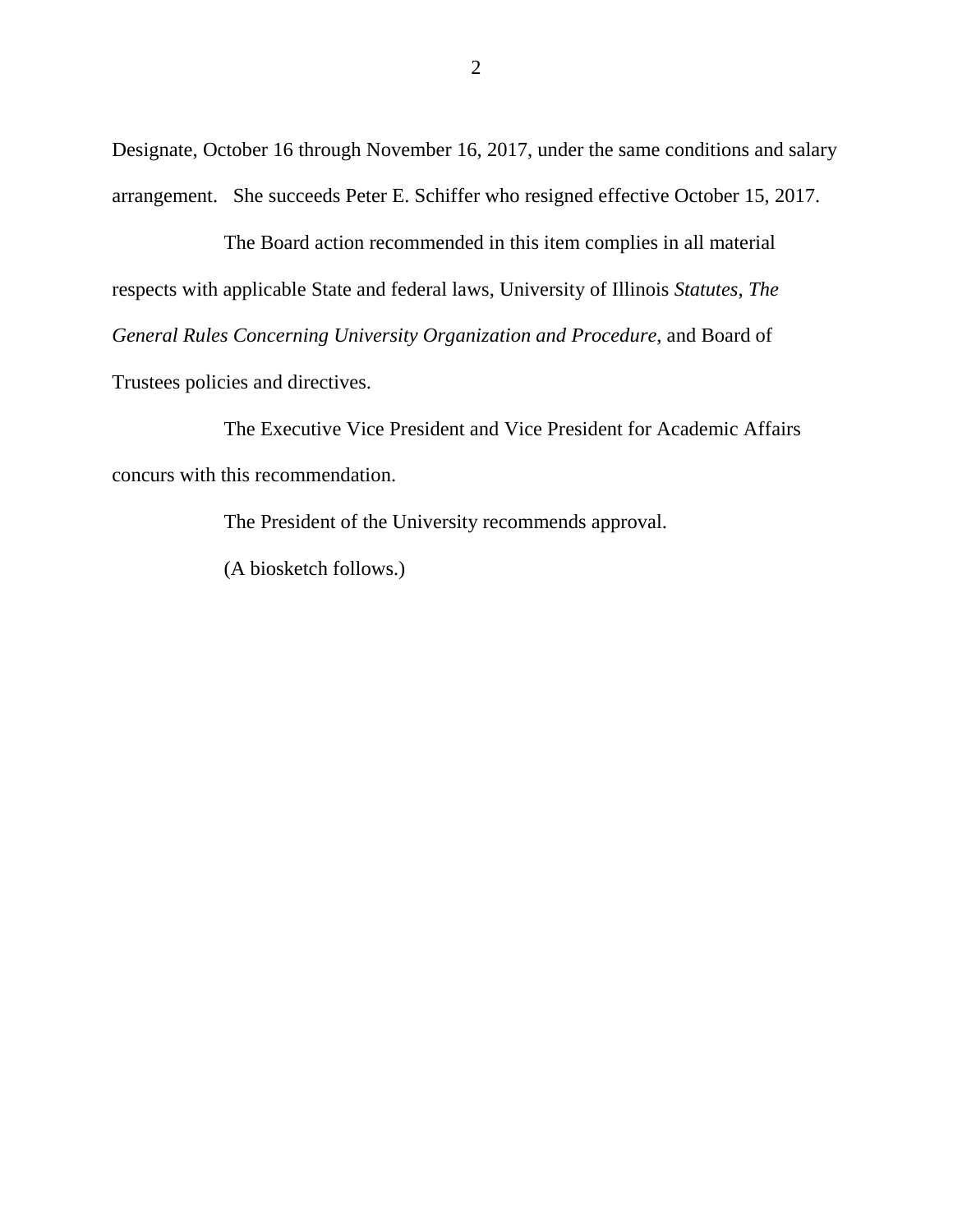Designate, October 16 through November 16, 2017, under the same conditions and salary arrangement. She succeeds Peter E. Schiffer who resigned effective October 15, 2017.

The Board action recommended in this item complies in all material respects with applicable State and federal laws, University of Illinois *Statutes*, *The General Rules Concerning University Organization and Procedure*, and Board of Trustees policies and directives.

The Executive Vice President and Vice President for Academic Affairs concurs with this recommendation.

The President of the University recommends approval.

(A biosketch follows.)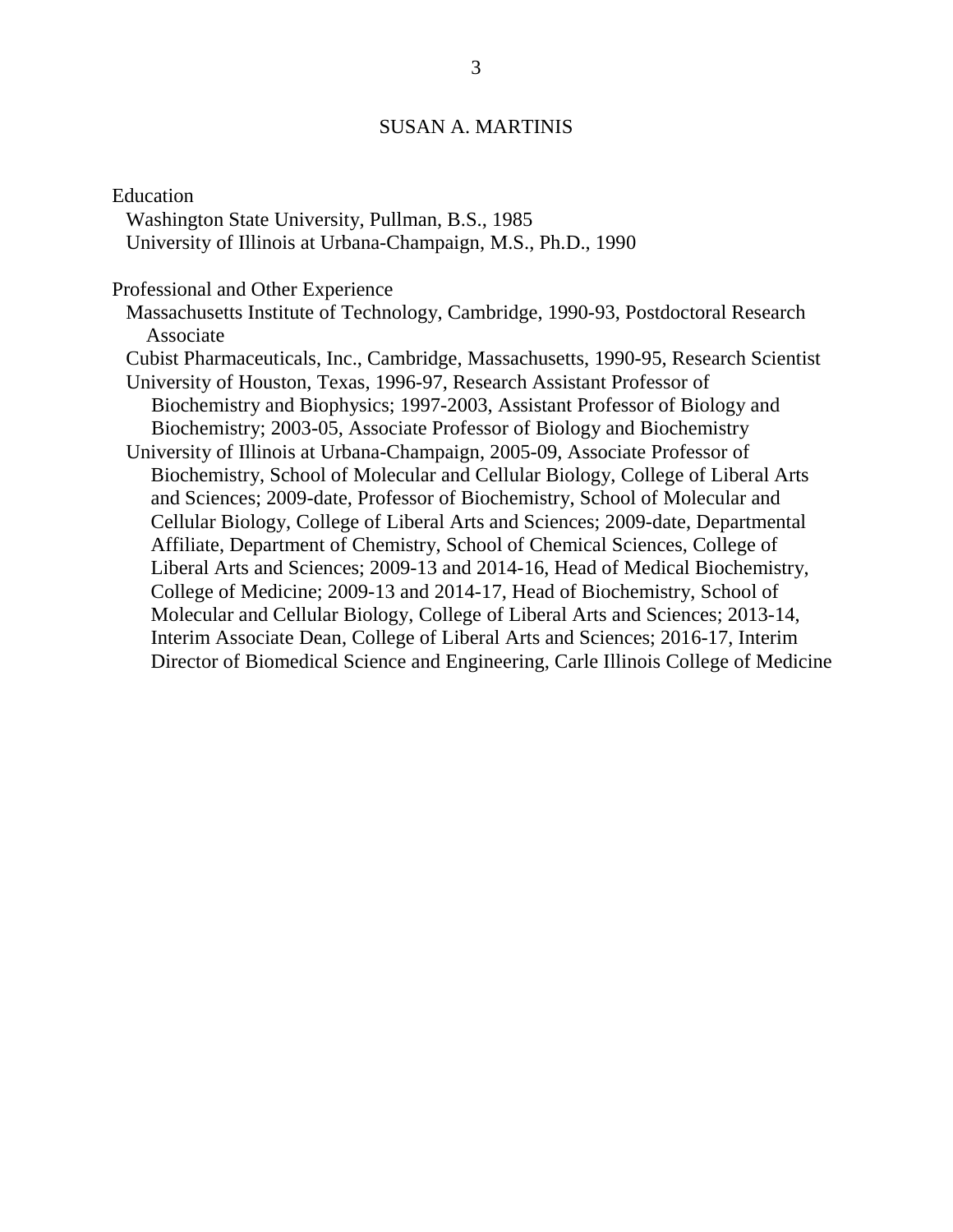SUSAN A. MARTINIS

Education

- Washington State University, Pullman, B.S., 1985
- University of Illinois at Urbana-Champaign, M.S., Ph.D., 1990

Professional and Other Experience

- Massachusetts Institute of Technology, Cambridge, 1990-93, Postdoctoral Research Associate
- Cubist Pharmaceuticals, Inc., Cambridge, Massachusetts, 1990-95, Research Scientist
- University of Houston, Texas, 1996-97, Research Assistant Professor of Biochemistry and Biophysics; 1997-2003, Assistant Professor of Biology and Biochemistry; 2003-05, Associate Professor of Biology and Biochemistry
- University of Illinois at Urbana-Champaign, 2005-09, Associate Professor of Biochemistry, School of Molecular and Cellular Biology, College of Liberal Arts and Sciences; 2009-date, Professor of Biochemistry, School of Molecular and Cellular Biology, College of Liberal Arts and Sciences; 2009-date, Departmental Affiliate, Department of Chemistry, School of Chemical Sciences, College of Liberal Arts and Sciences; 2009-13 and 2014-16, Head of Medical Biochemistry, College of Medicine; 2009-13 and 2014-17, Head of Biochemistry, School of Molecular and Cellular Biology, College of Liberal Arts and Sciences; 2013-14, Interim Associate Dean, College of Liberal Arts and Sciences; 2016-17, Interim Director of Biomedical Science and Engineering, Carle Illinois College of Medicine